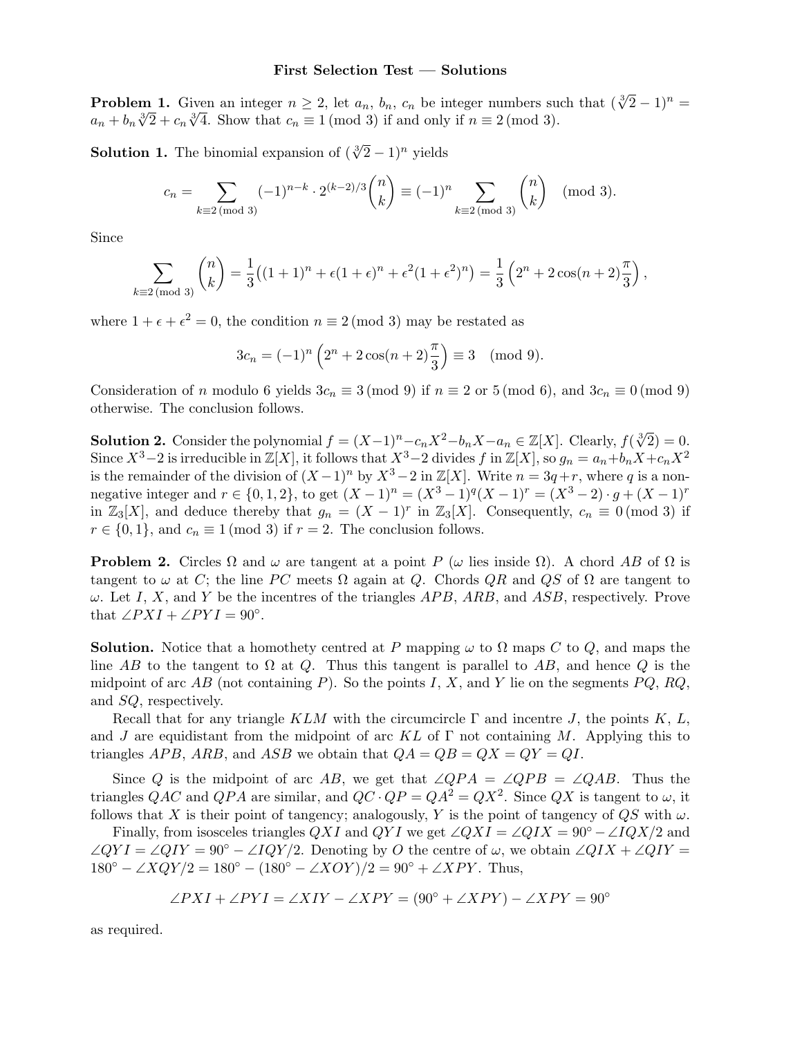# First Selection Test — Solutions

**Problem 1.** Given an integer $n \geq 2$, let $a_n$, $b_n$, $c_n$ be integer numbers such that $(\sqrt[3]{2}-1)^n = a_n + b_n\sqrt[3]{2} + c_n\sqrt[3]{4}$. Show that $c_n \equiv 1 \pmod 3$ if and only if $n \equiv 2 \pmod 3$.

**Solution 1.** The binomial expansion of $(\sqrt[3]{2}-1)^n$ yields

$$c_n = \sum_{k \equiv 2 \pmod 3} (-1)^{n-k} \cdot 2^{(k-2)/3}\binom{n}{k} \equiv (-1)^n \sum_{k \equiv 2 \pmod 3} \binom{n}{k} \pmod 3.$$

Since

$$\sum_{k \equiv 2 \pmod 3} \binom{n}{k} = \frac{1}{3}\big((1+1)^n + \epsilon(1+\epsilon)^n + \epsilon^2(1+\epsilon^2)^n\big) = \frac{1}{3}\left(2^n + 2\cos(n+2)\frac{\pi}{3}\right),$$

where $1 + \epsilon + \epsilon^2 = 0$, the condition $n \equiv 2 \pmod 3$ may be restated as

$$3c_n = (-1)^n\left(2^n + 2\cos(n+2)\frac{\pi}{3}\right) \equiv 3 \pmod 9.$$

Consideration of $n$ modulo 6 yields $3c_n \equiv 3 \pmod 9$ if $n \equiv 2$ or $5 \pmod 6$, and $3c_n \equiv 0 \pmod 9$ otherwise. The conclusion follows.

**Solution 2.** Consider the polynomial $f = (X-1)^n - c_nX^2 - b_nX - a_n \in \mathbb{Z}[X]$. Clearly, $f(\sqrt[3]{2}) = 0$. Since $X^3-2$ is irreducible in $\mathbb{Z}[X]$, it follows that $X^3-2$ divides $f$ in $\mathbb{Z}[X]$, so $g_n = a_n + b_nX + c_nX^2$ is the remainder of the division of $(X-1)^n$ by $X^3-2$ in $\mathbb{Z}[X]$. Write $n = 3q+r$, where $q$ is a non-negative integer and $r \in \{0,1,2\}$, to get $(X-1)^n = (X^3-1)^q(X-1)^r = (X^3-2)\cdot g + (X-1)^r$ in $\mathbb{Z}_3[X]$, and deduce thereby that $g_n = (X-1)^r$ in $\mathbb{Z}_3[X]$. Consequently, $c_n \equiv 0 \pmod 3$ if $r \in \{0,1\}$, and $c_n \equiv 1 \pmod 3$ if $r = 2$. The conclusion follows.

**Problem 2.** Circles $\Omega$ and $\omega$ are tangent at a point $P$ ($\omega$ lies inside $\Omega$). A chord $AB$ of $\Omega$ is tangent to $\omega$ at $C$; the line $PC$ meets $\Omega$ again at $Q$. Chords $QR$ and $QS$ of $\Omega$ are tangent to $\omega$. Let $I$, $X$, and $Y$ be the incentres of the triangles $APB$, $ARB$, and $ASB$, respectively. Prove that $\angle PXI + \angle PYI = 90^\circ$.

**Solution.** Notice that a homothety centred at $P$ mapping $\omega$ to $\Omega$ maps $C$ to $Q$, and maps the line $AB$ to the tangent to $\Omega$ at $Q$. Thus this tangent is parallel to $AB$, and hence $Q$ is the midpoint of arc $AB$ (not containing $P$). So the points $I$, $X$, and $Y$ lie on the segments $PQ$, $RQ$, and $SQ$, respectively.

Recall that for any triangle $KLM$ with the circumcircle $\Gamma$ and incentre $J$, the points $K$, $L$, and $J$ are equidistant from the midpoint of arc $KL$ of $\Gamma$ not containing $M$. Applying this to triangles $APB$, $ARB$, and $ASB$ we obtain that $QA = QB = QX = QY = QI$.

Since $Q$ is the midpoint of arc $AB$, we get that $\angle QPA = \angle QPB = \angle QAB$. Thus the triangles $QAC$ and $QPA$ are similar, and $QC \cdot QP = QA^2 = QX^2$. Since $QX$ is tangent to $\omega$, it follows that $X$ is their point of tangency; analogously, $Y$ is the point of tangency of $QS$ with $\omega$.

Finally, from isosceles triangles $QXI$ and $QYI$ we get $\angle QXI = \angle QIX = 90^\circ - \angle IQX/2$ and $\angle QYI = \angle QIY = 90^\circ - \angle IQY/2$. Denoting by $O$ the centre of $\omega$, we obtain $\angle QIX + \angle QIY = 180^\circ - \angle XQY/2 = 180^\circ - (180^\circ - \angle XOY)/2 = 90^\circ + \angle XPY$. Thus,

$$\angle PXI + \angle PYI = \angle XIY - \angle XPY = (90^\circ + \angle XPY) - \angle XPY = 90^\circ$$

as required.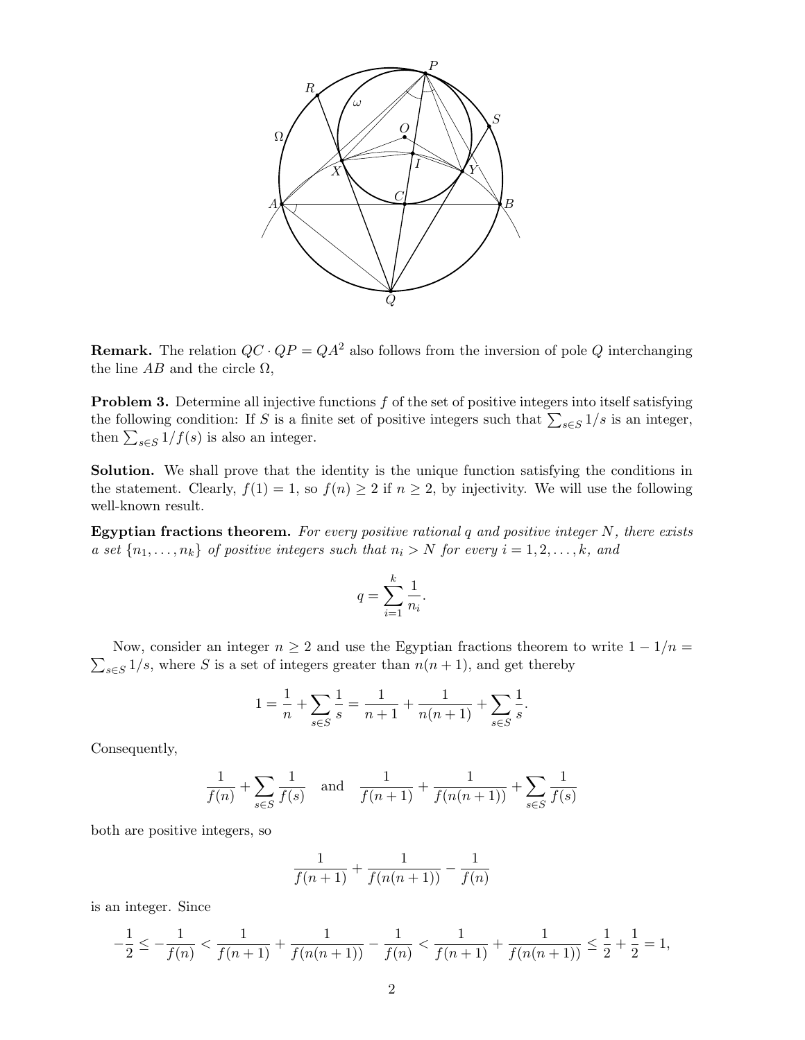**Remark.** The relation $QC \cdot QP = QA^2$ also follows from the inversion of pole $Q$ interchanging the line $AB$ and the circle $\Omega$,

**Problem 3.** Determine all injective functions $f$ of the set of positive integers into itself satisfying the following condition: If $S$ is a finite set of positive integers such that $\sum_{s \in S} 1/s$ is an integer, then $\sum_{s \in S} 1/f(s)$ is also an integer.

**Solution.** We shall prove that the identity is the unique function satisfying the conditions in the statement. Clearly, $f(1) = 1$, so $f(n) \geq 2$ if $n \geq 2$, by injectivity. We will use the following well-known result.

**Egyptian fractions theorem.** *For every positive rational $q$ and positive integer $N$, there exists a set $\{n_1, \ldots, n_k\}$ of positive integers such that $n_i > N$ for every $i = 1, 2, \ldots, k$, and*

$$q = \sum_{i=1}^{k} \frac{1}{n_i}.$$

Now, consider an integer $n \geq 2$ and use the Egyptian fractions theorem to write $1 - 1/n = \sum_{s \in S} 1/s$, where $S$ is a set of integers greater than $n(n+1)$, and get thereby

$$1 = \frac{1}{n} + \sum_{s \in S} \frac{1}{s} = \frac{1}{n+1} + \frac{1}{n(n+1)} + \sum_{s \in S} \frac{1}{s}.$$

Consequently,

$$\frac{1}{f(n)} + \sum_{s \in S} \frac{1}{f(s)} \quad \text{and} \quad \frac{1}{f(n+1)} + \frac{1}{f(n(n+1))} + \sum_{s \in S} \frac{1}{f(s)}$$

both are positive integers, so

$$\frac{1}{f(n+1)} + \frac{1}{f(n(n+1))} - \frac{1}{f(n)}$$

is an integer. Since

$$-\frac{1}{2} \leq -\frac{1}{f(n)} < \frac{1}{f(n+1)} + \frac{1}{f(n(n+1))} - \frac{1}{f(n)} < \frac{1}{f(n+1)} + \frac{1}{f(n(n+1))} \leq \frac{1}{2} + \frac{1}{2} = 1,$$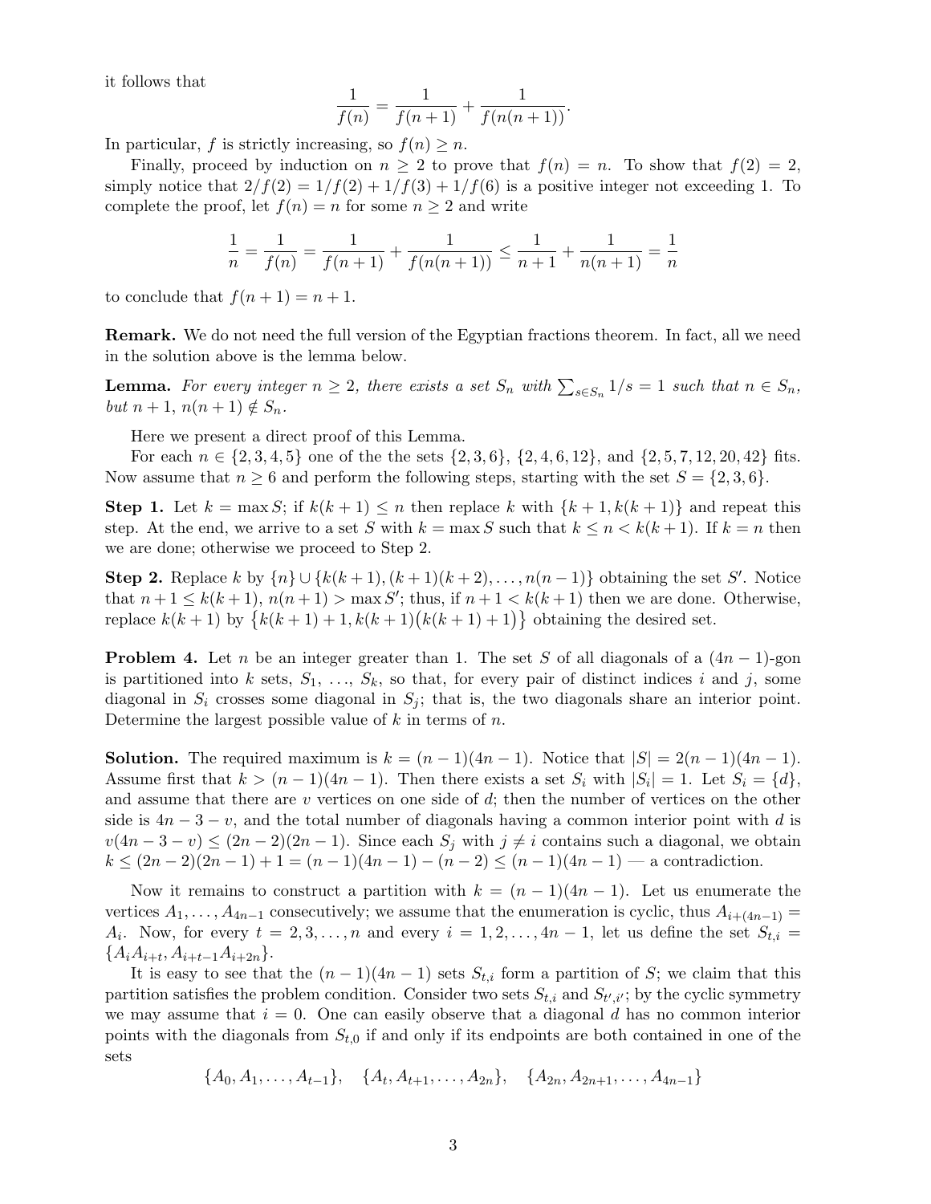it follows that

$$\frac{1}{f(n)} = \frac{1}{f(n+1)} + \frac{1}{f(n(n+1))}.$$

In particular, $f$ is strictly increasing, so $f(n) \geq n$.

Finally, proceed by induction on $n \geq 2$ to prove that $f(n) = n$. To show that $f(2) = 2$, simply notice that $2/f(2) = 1/f(2) + 1/f(3) + 1/f(6)$ is a positive integer not exceeding 1. To complete the proof, let $f(n) = n$ for some $n \geq 2$ and write

$$\frac{1}{n} = \frac{1}{f(n)} = \frac{1}{f(n+1)} + \frac{1}{f(n(n+1))} \leq \frac{1}{n+1} + \frac{1}{n(n+1)} = \frac{1}{n}$$

to conclude that $f(n+1) = n+1$.

**Remark.** We do not need the full version of the Egyptian fractions theorem. In fact, all we need in the solution above is the lemma below.

**Lemma.** *For every integer $n \geq 2$, there exists a set $S_n$ with $\sum_{s \in S_n} 1/s = 1$ such that $n \in S_n$, but $n+1$, $n(n+1) \notin S_n$.*

Here we present a direct proof of this Lemma.

For each $n \in \{2, 3, 4, 5\}$ one of the the sets $\{2, 3, 6\}$, $\{2, 4, 6, 12\}$, and $\{2, 5, 7, 12, 20, 42\}$ fits. Now assume that $n \geq 6$ and perform the following steps, starting with the set $S = \{2, 3, 6\}$.

**Step 1.** Let $k = \max S$; if $k(k+1) \leq n$ then replace $k$ with $\{k+1, k(k+1)\}$ and repeat this step. At the end, we arrive to a set $S$ with $k = \max S$ such that $k \leq n < k(k+1)$. If $k = n$ then we are done; otherwise we proceed to Step 2.

**Step 2.** Replace $k$ by $\{n\} \cup \{k(k+1), (k+1)(k+2), \ldots, n(n-1)\}$ obtaining the set $S'$. Notice that $n+1 \leq k(k+1)$, $n(n+1) > \max S'$; thus, if $n+1 < k(k+1)$ then we are done. Otherwise, replace $k(k+1)$ by $\{k(k+1)+1, k(k+1)\big(k(k+1)+1\big)\}$ obtaining the desired set.

**Problem 4.** Let $n$ be an integer greater than 1. The set $S$ of all diagonals of a $(4n-1)$-gon is partitioned into $k$ sets, $S_1, \ldots, S_k$, so that, for every pair of distinct indices $i$ and $j$, some diagonal in $S_i$ crosses some diagonal in $S_j$; that is, the two diagonals share an interior point. Determine the largest possible value of $k$ in terms of $n$.

**Solution.** The required maximum is $k = (n-1)(4n-1)$. Notice that $|S| = 2(n-1)(4n-1)$. Assume first that $k > (n-1)(4n-1)$. Then there exists a set $S_i$ with $|S_i| = 1$. Let $S_i = \{d\}$, and assume that there are $v$ vertices on one side of $d$; then the number of vertices on the other side is $4n-3-v$, and the total number of diagonals having a common interior point with $d$ is $v(4n-3-v) \leq (2n-2)(2n-1)$. Since each $S_j$ with $j \neq i$ contains such a diagonal, we obtain $k \leq (2n-2)(2n-1) + 1 = (n-1)(4n-1) - (n-2) \leq (n-1)(4n-1)$ — a contradiction.

Now it remains to construct a partition with $k = (n-1)(4n-1)$. Let us enumerate the vertices $A_1, \ldots, A_{4n-1}$ consecutively; we assume that the enumeration is cyclic, thus $A_{i+(4n-1)} = A_i$. Now, for every $t = 2, 3, \ldots, n$ and every $i = 1, 2, \ldots, 4n-1$, let us define the set $S_{t,i} = \{A_iA_{i+t}, A_{i+t-1}A_{i+2n}\}$.

It is easy to see that the $(n-1)(4n-1)$ sets $S_{t,i}$ form a partition of $S$; we claim that this partition satisfies the problem condition. Consider two sets $S_{t,i}$ and $S_{t',i'}$; by the cyclic symmetry we may assume that $i = 0$. One can easily observe that a diagonal $d$ has no common interior points with the diagonals from $S_{t,0}$ if and only if its endpoints are both contained in one of the sets

$$\{A_0, A_1, \ldots, A_{t-1}\}, \quad \{A_t, A_{t+1}, \ldots, A_{2n}\}, \quad \{A_{2n}, A_{2n+1}, \ldots, A_{4n-1}\}$$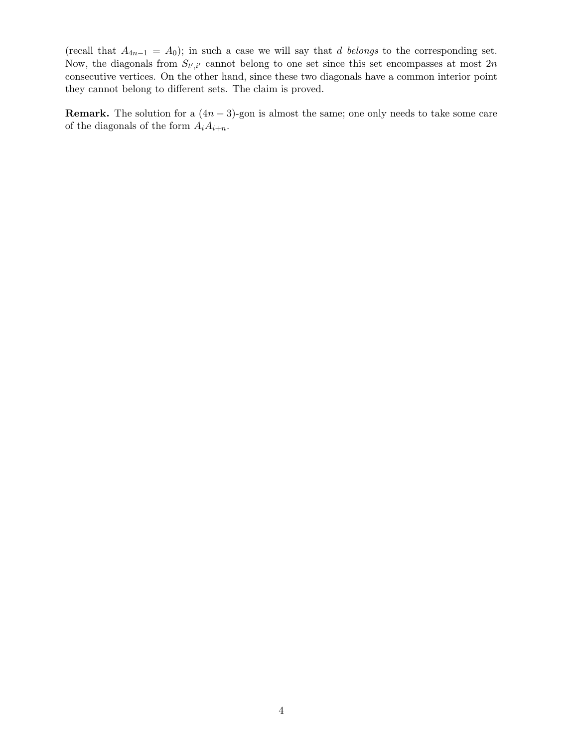(recall that $A_{4n-1} = A_0$); in such a case we will say that $d$ *belongs* to the corresponding set. Now, the diagonals from $S_{t',i'}$ cannot belong to one set since this set encompasses at most $2n$ consecutive vertices. On the other hand, since these two diagonals have a common interior point they cannot belong to different sets. The claim is proved.

**Remark.** The solution for a $(4n-3)$-gon is almost the same; one only needs to take some care of the diagonals of the form $A_iA_{i+n}$.